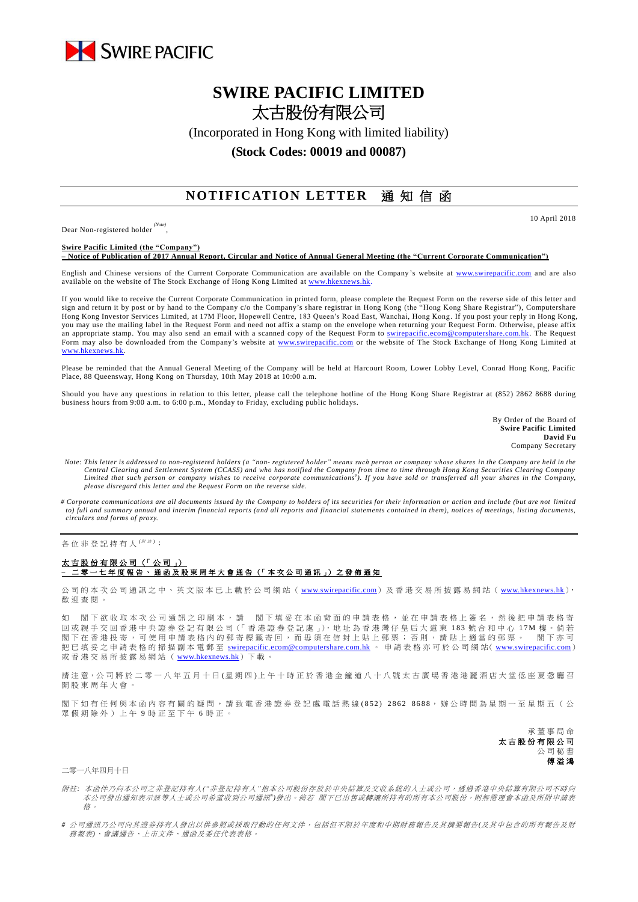SWIRE PACIFIC

# SWIRE PACIFIC LIMITED
# 太古股份有限公司

(Incorporated in Hong Kong with limited liability)

**(Stock Codes: 00019 and 00087)**

## NOTIFICATION LETTER 通知信函

10 April 2018

Dear Non-registered holder [(Note)],

**Swire Pacific Limited (the "Company")**
**– Notice of Publication of 2017 Annual Report, Circular and Notice of Annual General Meeting (the "Current Corporate Communication")**

English and Chinese versions of the Current Corporate Communication are available on the Company's website at www.swirepacific.com and are also available on the website of The Stock Exchange of Hong Kong Limited at www.hkexnews.hk.

If you would like to receive the Current Corporate Communication in printed form, please complete the Request Form on the reverse side of this letter and sign and return it by post or by hand to the Company c/o the Company's share registrar in Hong Kong (the "Hong Kong Share Registrar"), Computershare Hong Kong Investor Services Limited, at 17M Floor, Hopewell Centre, 183 Queen's Road East, Wanchai, Hong Kong. If you post your reply in Hong Kong, you may use the mailing label in the Request Form and need not affix a stamp on the envelope when returning your Request Form. Otherwise, please affix an appropriate stamp. You may also send an email with a scanned copy of the Request Form to swirepacific.ecom@computershare.com.hk. The Request Form may also be downloaded from the Company's website at www.swirepacific.com or the website of The Stock Exchange of Hong Kong Limited at www.hkexnews.hk.

Please be reminded that the Annual General Meeting of the Company will be held at Harcourt Room, Lower Lobby Level, Conrad Hong Kong, Pacific Place, 88 Queensway, Hong Kong on Thursday, 10th May 2018 at 10:00 a.m.

Should you have any questions in relation to this letter, please call the telephone hotline of the Hong Kong Share Registrar at (852) 2862 8688 during business hours from 9:00 a.m. to 6:00 p.m., Monday to Friday, excluding public holidays.

By Order of the Board of
**Swire Pacific Limited**
**David Fu**
Company Secretary

*Note: This letter is addressed to non-registered holders (a "non- registered holder" means such person or company whose shares in the Company are held in the Central Clearing and Settlement System (CCASS) and who has notified the Company from time to time through Hong Kong Securities Clearing Company Limited that such person or company wishes to receive corporate communications[#]). If you have sold or transferred all your shares in the Company, please disregard this letter and the Request Form on the reverse side.*

*# Corporate communications are all documents issued by the Company to holders of its securities for their information or action and include (but are not limited to) full and summary annual and interim financial reports (and all reports and financial statements contained in them), notices of meetings, listing documents, circulars and forms of proxy.*

---

各位非登記持有人[(附註)]：

**太古股份有限公司（「公司」）**
**–二零一七年度報告、通函及股東周年大會通告（「本次公司通訊」）之發佈通知**

公司的本次公司通訊之中、英文版本已上載於公司網站（www.swirepacific.com）及香港交易所披露易網站（www.hkexnews.hk），歡迎查閱。

如 閣下欲收取本次公司通訊之印刷本，請 閣下填妥在本函背面的申請表格，並在申請表格上簽名，然後把申請表格寄回或親手交回香港中央證券登記有限公司（「香港證券登記處」），地址為香港灣仔皇后大道東183號合和中心17M樓。倘若閣下在香港投寄，可使用申請表格內的郵寄標籤寄回，而毋須在信封上貼上郵票；否則，請貼上適當的郵票。 閣下亦可把已填妥之申請表格的掃描副本電郵至 swirepacific.ecom@computershare.com.hk 。申請表格亦可於公司網站(www.swirepacific.com)或香港交易所披露易網站（www.hkexnews.hk）下載。

請注意，公司將於二零一八年五月十日(星期四)上午十時正於香港金鐘道八十八號太古廣場香港港麗酒店大堂低座夏慤廳召開股東周年大會。

閣下如有任何與本函內容有關的疑問，請致電香港證券登記處電話熱線(852) 2862 8688，辦公時間為星期一至星期五（公眾假期除外）上午9時正至下午6時正。

承董事局命
**太古股份有限公司**
公司秘書
**傅溢鴻**

二零一八年四月十日

*附註：本函件乃向本公司之非登記持有人("非登記持有人"指本公司股份存放於中央結算及交收系統的人士或公司，透過香港中央結算有限公司不時向本公司發出通知表示該等人士或公司希望收到公司通訊[#])發出。倘若 閣下已出售或轉讓所持有的所有本公司股份，則無需理會本函及所附申請表格。*

*# 公司通訊乃公司向其證券持有人發出以供參照或採取行動的任何文件，包括但不限於年度和中期財務報告及其摘要報告(及其中包含的所有報告及財務報表)、會議通告、上市文件、通函及委任代表表格。*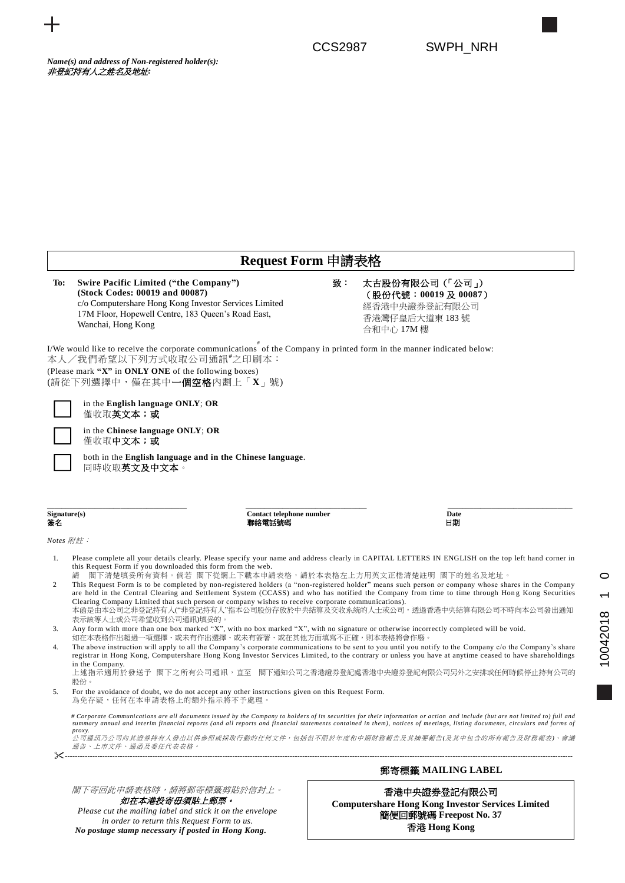CCS2987 SWPH_NRH

*Name(s) and address of Non-registered holder(s):*
***非登記持有人之姓名及地址:***

# Request Form 申請表格

**To: Swire Pacific Limited ("the Company")**
**(Stock Codes: 00019 and 00087)**
c/o Computershare Hong Kong Investor Services Limited
17M Floor, Hopewell Centre, 183 Queen's Road East,
Wanchai, Hong Kong

**致： 太古股份有限公司（「公司」）**
**（股份代號：00019 及 00087）**
經香港中央證券登記有限公司
香港灣仔皇后大道東 183 號
合和中心 17M 樓

I/We would like to receive the corporate communications# of the Company in printed form in the manner indicated below:
本人／我們希望以下列方式收取公司通訊#之印刷本：
(Please mark **"X"** in **ONLY ONE** of the following boxes)
(請從下列選擇中，僅在其中**一個空格**內劃上「**X**」號)

☐ in the **English language ONLY**; **OR**
僅收取**英文本；或**

☐ in the **Chinese language ONLY**; **OR**
僅收取**中文本；或**

☐ both in the **English language and in the Chinese language**.
同時收取**英文及中文本**。

| **Signature(s) 簽名** | **Contact telephone number 聯絡電話號碼** | **Date 日期** |
|---|---|---|

*Notes 附註：*

1. Please complete all your details clearly. Please specify your name and address clearly in CAPITAL LETTERS IN ENGLISH on the top left hand corner in this Request Form if you downloaded this form from the web.
請 閣下清楚填妥所有資料。倘若 閣下從網上下載本申請表格，請於本表格左上方用英文正楷清楚註明 閣下的姓名及地址。
2. This Request Form is to be completed by non-registered holders (a "non-registered holder" means such person or company whose shares in the Company are held in the Central Clearing and Settlement System (CCASS) and who has notified the Company from time to time through Hong Kong Securities Clearing Company Limited that such person or company wishes to receive corporate communications).
本函是由本公司之非登記持有人("非登記持有人"指本公司股份存放於中央結算及交收系統的人士或公司，透過香港中央結算有限公司不時向本公司發出通知表示該等人士或公司希望收到公司通訊)填妥的。
3. Any form with more than one box marked "X", with no box marked "X", with no signature or otherwise incorrectly completed will be void.
如在本表格作出超過一項選擇、或未有作出選擇、或未有簽署、或在其他方面填寫不正確，則本表格將會作廢。
4. The above instruction will apply to all the Company's corporate communications to be sent to you until you notify to the Company c/o the Company's share registrar in Hong Kong, Computershare Hong Kong Investor Services Limited, to the contrary or unless you have at anytime ceased to have shareholdings in the Company.
上述指示適用於發送予 閣下之所有公司通訊，直至 閣下通知公司之香港證券登記處香港中央證券登記有限公司另外之安排或任何時候停止持有公司的股份。
5. For the avoidance of doubt, we do not accept any other instructions given on this Request Form.
為免存疑，任何在本申請表格上的額外指示將不予處理。

*# Corporate Communications are all documents issued by the Company to holders of its securities for their information or action and include (but are not limited to) full and summary annual and interim financial reports (and all reports and financial statements contained in them), notices of meetings, listing documents, circulars and forms of proxy.*
*公司通訊乃公司向其證券持有人發出以供參照或採取行動的任何文件，包括但不限於年度和中期財務報告及其摘要報告(及其中包含的所有報告及財務報表)、會議通告、上市文件、通函及委任代表表格。*

---

*閣下寄回此申請表格時，請將郵寄標籤剪貼於信封上。*
***如在本港投寄毋須貼上郵票。***
*Please cut the mailing label and stick it on the envelope in order to return this Request Form to us.*
***No postage stamp necessary if posted in Hong Kong.***

**郵寄標籤 MAILING LABEL**

**香港中央證券登記有限公司**
**Computershare Hong Kong Investor Services Limited**
**簡便回郵號碼 Freepost No. 37**
**香港 Hong Kong**

10042018 1 0